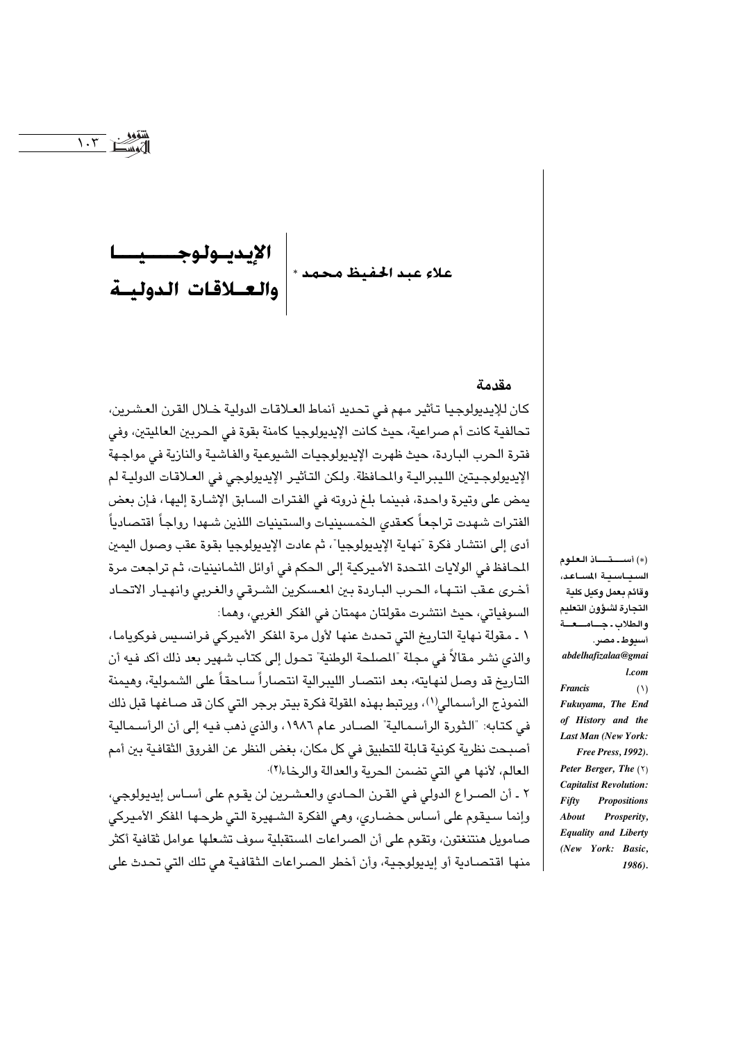# الإيديولوجيا والعلاقات الدولية

علاء عبد الحفيظ محمد *

## مقدمة

كان للإيديولوجيا تأثير مهم في تحديد أنماط العلاقات الدولية خلال القرن العشرين، تحالفية كانت أم صراعية، حيث كانت الإيديولوجيا كامنة بقوة في الحربين العالميتين، وفي فترة الحرب الباردة، حيث ظهرت الإيديولوجيات الشيوعية والفاشية والنازية في مواجهة الإيديولوجيتين الليبرالية والمحافظة. ولكن التأثير الإيديولوجي في العلاقات الدولية لم يمض على وتيرة واحدة، فبينما بلغ ذروته في الفترات السابق الإشارة إليها، فإن بعض الفترات شهدت تراجعاً كعقدي الخمسينيات والستينيات اللذين شهدا رواجاً اقتصادياً أدى إلى انتشار فكرة "نهاية الإيديولوجيا"، ثم عادت الإيديولوجيا بقوة عقب وصول اليمين المحافظ في الولايات المتحدة الأميركية إلى الحكم في أوائل الثمانينيات، ثم تراجعت مرة أخرى عقب انتهاء الحرب الباردة بين المعسكرين الشرقي والغربي وانهيار الاتحاد السوفياتي، حيث انتشرت مقولتان مهمتان في الفكر الغربي، وهما:

١ ـ مقولة نهاية التاريخ التي تحدث عنها لأول مرة المفكر الأميركي فرانسيس فوكوياما، والذي نشر مقالاً في مجلة "المصلحة الوطنية" تحول إلى كتاب شهير بعد ذلك أكد فيه أن التاريخ قد وصل لنهايته، بعد انتصار الليبرالية انتصاراً ساحقاً على الشمولية، وهيمنة النموذج الرأسمالي[١]، ويرتبط بهذه المقولة فكرة بيتر برجر التي كان قد صاغها قبل ذلك في كتابه: "الثورة الرأسمالية" الصادر عام ١٩٨٦، والذي ذهب فيه إلى أن الرأسمالية أصبحت نظرية كونية قابلة للتطبيق في كل مكان، بغض النظر عن الفروق الثقافية بين أمم العالم، لأنها هي التي تضمن الحرية والعدالة والرخاء[٢].

٢ ـ أن الصراع الدولي في القرن الحادي والعشرين لن يقوم على أساس إيديولوجي، وإنما سيقوم على أساس حضاري، وهي الفكرة الشهيرة التي طرحها المفكر الأميركي صامويل هنتنغتون، وتقوم على أن الصراعات المستقبلية سوف تشعلها عوامل ثقافية أكثر منها اقتصادية أو إيديولوجية، وأن أخطر الصراعات الثقافية هي تلك التي تحدث على

---

(*) أستاذ العلوم السياسية المساعد، وقائم بعمل وكيل كلية التجارة لشؤون التعليم والطلاب ـ جامعة أسيوط ـ مصر.
abdelhafizalaa@gmail.com

(١) *Francis Fukuyama, The End of History and the Last Man (New York: Free Press, 1992).*

(٢) *Peter Berger, The Capitalist Revolution: Fifty Propositions About Prosperity, Equality and Liberty (New York: Basic, 1986).*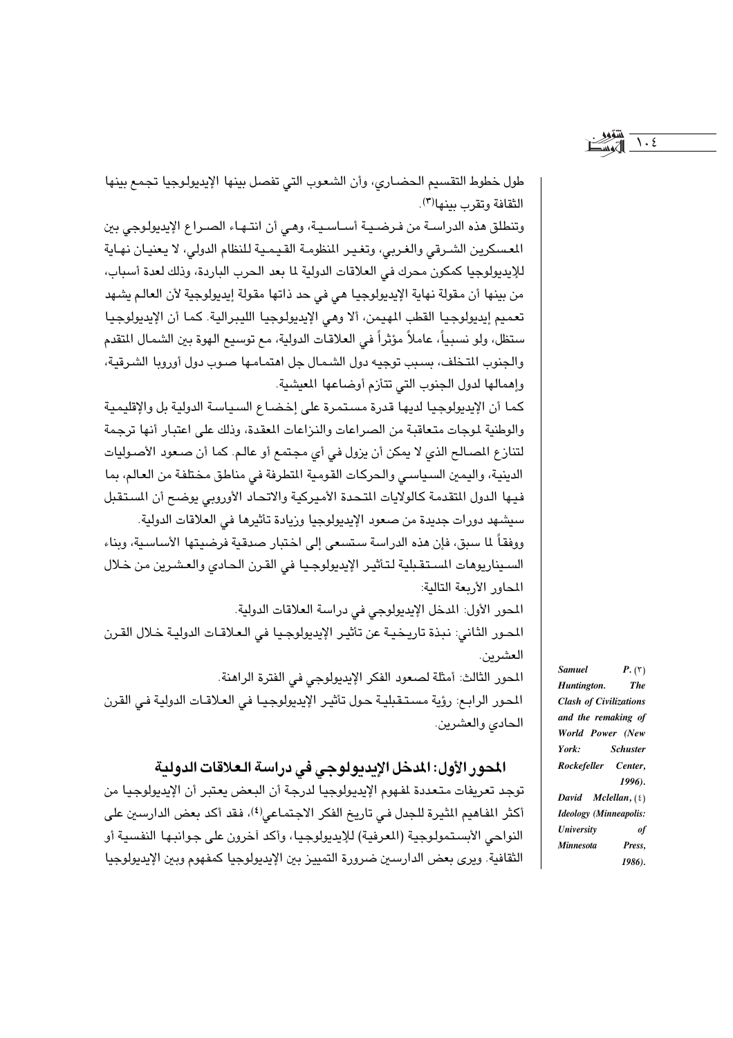طول خطوط التقسيم الحضاري، وأن الشعوب التي تفصل بينها الإيديولوجيا تجمع بينها الثقافة وتقرب بينها[3].

وتنطلق هذه الدراسة من فرضية أساسية، وهي أن انتهاء الصراع الإيديولوجي بين المعسكرين الشرقي والغربي، وتغير المنظومة القيمية للنظام الدولي، لا يعنيان نهاية للإيديولوجيا كمكون محرك في العلاقات الدولية لما بعد الحرب الباردة، وذلك لعدة أسباب، من بينها أن مقولة نهاية الإيديولوجيا هي في حد ذاتها مقولة إيديولوجية لأن العالم يشهد تعميم إيديولوجيا القطب المهيمن، ألا وهي الإيديولوجيا الليبرالية. كما أن الإيديولوجيا ستظل، ولو نسبياً، عاملاً مؤثراً في العلاقات الدولية، مع توسيع الهوة بين الشمال المتقدم والجنوب المتخلف، بسبب توجيه دول الشمال جل اهتمامها صوب دول أوروبا الشرقية، وإهمالها لدول الجنوب التي تتأزم أوضاعها المعيشية.

كما أن الإيديولوجيا لديها قدرة مستمرة على إخضاع السياسة الدولية بل والإقليمية والوطنية لموجات متعاقبة من الصراعات والنزاعات المعقدة، وذلك على اعتبار أنها ترجمة لتنازع المصالح الذي لا يمكن أن يزول في أي مجتمع أو عالم. كما أن صعود الأصوليات الدينية، واليمين السياسي والحركات القومية المتطرفة في مناطق مختلفة من العالم، بما فيها الدول المتقدمة كالولايات المتحدة الأميركية والاتحاد الأوروبي يوضح أن المستقبل سيشهد دورات جديدة من صعود الإيديولوجيا وزيادة تأثيرها في العلاقات الدولية.

ووفقاً لما سبق، فإن هذه الدراسة ستسعى إلى اختبار صدقية فرضيتها الأساسية، وبناء السيناريوهات المستقبلية لتأثير الإيديولوجيا في القرن الحادي والعشرين من خلال المحاور الأربعة التالية:

المحور الأول: المدخل الإيديولوجي في دراسة العلاقات الدولية.

المحور الثاني: نبذة تاريخية عن تأثير الإيديولوجيا في العلاقات الدولية خلال القرن العشرين.

المحور الثالث: أمثلة لصعود الفكر الإيديولوجي في الفترة الراهنة.

المحور الرابع: رؤية مستقبلية حول تأثير الإيديولوجيا في العلاقات الدولية في القرن الحادي والعشرين.

## المحور الأول: المدخل الإيديولوجي في دراسة العلاقات الدولية

توجد تعريفات متعددة لمفهوم الإيديولوجيا لدرجة أن البعض يعتبر أن الإيديولوجيا من أكثر المفاهيم المثيرة للجدل في تاريخ الفكر الاجتماعي[4]، فقد أكد بعض الدارسين على النواحي الأبستمولوجية (المعرفية) للإيديولوجيا، وأكد آخرون على جوانبها النفسية أو الثقافية. ويرى بعض الدارسين ضرورة التمييز بين الإيديولوجيا كمفهوم وبين الإيديولوجيا

---

(3) *Samuel P. Huntington. The Clash of Civilizations and the remaking of World Power (New York: Schuster Rockefeller Center, 1996).*

(4) *David Mclellan, Ideology (Minneapolis: University of Minnesota Press, 1986).*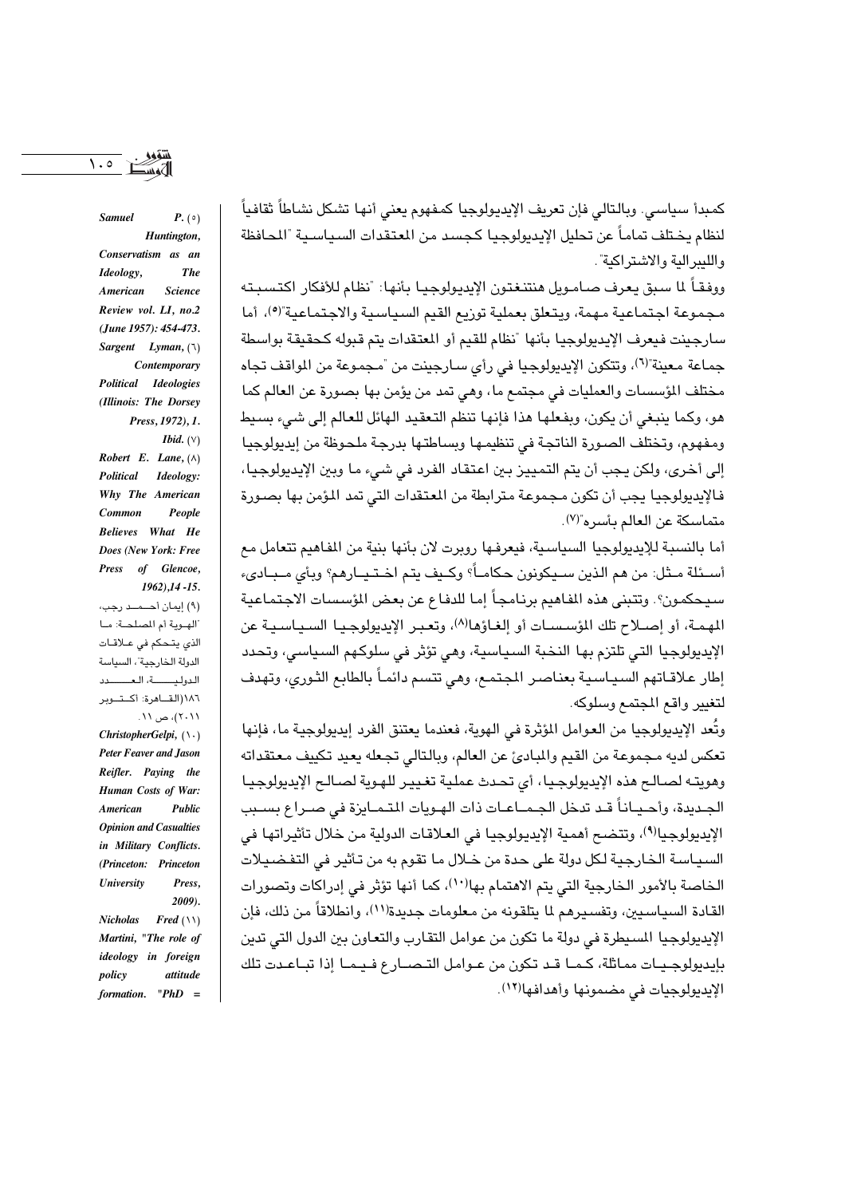كمبدأ سياسي. وبالتالي فإن تعريف الإيديولوجيا كمفهوم يعني أنها تشكل نشاطاً ثقافياً لنظام يختلف تماماً عن تحليل الإيديولوجيا كجسد من المعتقدات السياسية "المحافظة والليبرالية والاشتراكية".

ووفقاً لما سبق يعرف صامويل هنتنغتون الإيديولوجيا بأنها: "نظام للأفكار اكتسبته مجموعة اجتماعية مهمة، ويتعلق بعملية توزيع القيم السياسية والاجتماعية"(٥)، أما سارجينت فيعرف الإيديولوجيا بأنها "نظام للقيم أو المعتقدات يتم قبوله كحقيقة بواسطة جماعة معينة"(٦)، وتتكون الإيديولوجيا في رأي سارجينت من "مجموعة من المواقف تجاه مختلف المؤسسات والعمليات في مجتمع ما، وهي تمد من يؤمن بها بصورة عن العالم كما هو، وكما ينبغي أن يكون، وبفعلها هذا فإنها تنظم التعقيد الهائل للعالم إلى شيء بسيط ومفهوم، وتختلف الصورة الناتجة في تنظيمها وبساطتها بدرجة ملحوظة من إيديولوجيا إلى أخرى، ولكن يجب أن يتم التمييز بين اعتقاد الفرد في شيء ما وبين الإيديولوجيا، فالإيديولوجيا يجب أن تكون مجموعة مترابطة من المعتقدات التي تمد المؤمن بها بصورة متماسكة عن العالم بأسره"(٧).

أما بالنسبة للإيديولوجيا السياسية، فيعرفها روبرت لان بأنها بنية من المفاهيم تتعامل مع أسئلة مثل: من هم الذين سيكونون حكاماً؟ وكيف يتم اختيارهم؟ وبأي مبادىء سيحكمون؟. وتتبنى هذه المفاهيم برنامجاً إما للدفاع عن بعض المؤسسات الاجتماعية المهمة، أو إصلاح تلك المؤسسات أو إلغاؤها(٨)، وتعبر الإيديولوجيا السياسية عن الإيديولوجيا التي تلتزم بها النخبة السياسية، وهي تؤثر في سلوكهم السياسي، وتحدد إطار علاقاتهم السياسية بعناصر المجتمع، وهي تتسم دائماً بالطابع الثوري، وتهدف لتغيير واقع المجتمع وسلوكه.

وتُعد الإيديولوجيا من العوامل المؤثرة في الهوية، فعندما يعتنق الفرد إيديولوجية ما، فإنها تعكس لديه مجموعة من القيم والمبادئ عن العالم، وبالتالي تجعله يعيد تكييف معتقداته وهويته لصالح هذه الإيديولوجيا، أي تحدث عملية تغيير للهوية لصالح الإيديولوجيا الجديدة، وأحياناً قد تدخل الجماعات ذات الهويات المتمايزة في صراع بسبب الإيديولوجيا(٩)، وتتضح أهمية الإيديولوجيا في العلاقات الدولية من خلال تأثيراتها في السياسة الخارجية لكل دولة على حدة من خلال ما تقوم به من تأثير في التفضيلات الخاصة بالأمور الخارجية التي يتم الاهتمام بها(١٠)، كما أنها تؤثر في إدراكات وتصورات القادة السياسيين، وتفسيرهم لما يتلقونه من معلومات جديدة(١١)، وانطلاقاً من ذلك، فإن الإيديولوجيا المسيطرة في دولة ما تكون من عوامل التقارب والتعاون بين الدول التي تدين بإيديولوجيات مماثلة، كما قد تكون من عوامل التصارع فيما إذا تباعدت تلك الإيديولوجيات في مضمونها وأهدافها(١٢).

---

(٥) *Samuel P. Huntington, Conservatism as an Ideology, The American Science Review vol. LI, no.2 (June 1957): 454-473.*

(٦) *Sargent Lyman, Contemporary Political Ideologies (Illinois: The Dorsey Press, 1972), 1.*

(٧) *Ibid.*

(٨) *Robert E. Lane, Political Ideology: Why The American Common People Believes What He Does (New York: Free Press of Glencoe, 1962),14 -15.*

(٩) إيمان أحمد رجب، "الهوية أم المصلحة: ما الذي يتحكم في علاقات الدولة الخارجية"، السياسة الدولية، العدد ١٨٦(القاهرة: أكتوبر ٢٠١١)، ص ١١.

(١٠) *ChristopherGelpi, Peter Feaver and Jason Reifler. Paying the Human Costs of War: American Public Opinion and Casualties in Military Conflicts. (Princeton: Princeton University Press, 2009).*

(١١) *Nicholas Fred Martini, "The role of ideology in foreign policy attitude formation. "PhD =*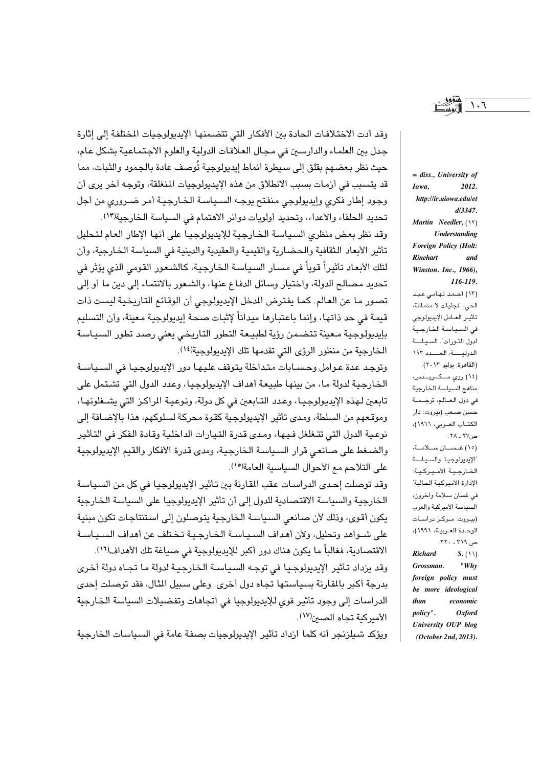وقد أدت الاختلافات الحادة بين الأفكار التي تتضمنها الإيديولوجيات المختلفة إلى إثارة جدل بين العلماء والدارسين في مجال العلاقات الدولية والعلوم الاجتماعية بشكل عام، حيث نظر بعضهم بقلق إلى سيطرة أنماط إيديولوجية تُوصف عادة بالجمود والثبات، مما قد يتسبب في أزمات بسبب الانطلاق من هذه الإيديولوجيات المنغلقة، وتوجه آخر يرى أن وجود إطار فكري وإيديولوجي منفتح يوجه السياسة الخارجية أمر ضروري من أجل تحديد الحلفاء والأعداء، وتحديد أولويات دوائر الاهتمام في السياسة الخارجية[١٣].

وقد نظر بعض منظري السياسة الخارجية للإيديولوجيا على أنها الإطار العام لتحليل تأثير الأبعاد الثقافية والحضارية والقيمية والعقيدية والدينية في السياسة الخارجية، وأن لتلك الأبعاد تأثيراً قوياً في مسار السياسة الخارجية، كالشعور القومي الذي يؤثر في تحديد مصالح الدولة، واختيار وسائل الدفاع عنها، والشعور بالانتماء إلى دين ما أو إلى تصور ما عن العالم. كما يفترض المدخل الإيديولوجي أن الوقائع التاريخية ليست ذات قيمة في حد ذاتها، وإنما باعتبارها ميداناً لإثبات صحة إيديولوجية معينة، وأن التسليم بإيديولوجية معينة تتضمن رؤية لطبيعة التطور التاريخي يعني رصد تطور السياسة الخارجية من منظور الرؤى التي تقدمها تلك الإيديولوجية[١٤].

وتوجد عدة عوامل وحسابات متداخلة يتوقف عليها دور الإيديولوجيا في السياسة الخارجية لدولة ما، من بينها طبيعة أهداف الإيديولوجيا، وعدد الدول التي تشتمل على تابعين لهذه الإيديولوجيا، وعدد التابعين في كل دولة، ونوعية المراكز التي يشغلونها، وموقعهم من السلطة، ومدى تأثير الإيديولوجية كقوة محركة لسلوكهم، هذا بالإضافة إلى نوعية الدول التي تتغلغل فيها، ومدى قدرة التيارات الداخلية وقادة الفكر في التأثير والضغط على صانعي قرار السياسة الخارجية، ومدى قدرة الأفكار والقيم الإيديولوجية على التلاحم مع الأحوال السياسية العامة[١٥].

وقد توصلت إحدى الدراسات عقب المقارنة بين تأثير الإيديولوجيا في كل من السياسة الخارجية والسياسة الاقتصادية للدول إلى أن تأثير الإيديولوجيا على السياسة الخارجية يكون أقوى، وذلك لأن صانعي السياسة الخارجية يتوصلون إلى استنتاجات تكون مبنية على شواهد وتحليل، ولأن أهداف السياسة الخارجية تختلف عن أهداف السياسة الاقتصادية، فغالباً ما يكون هناك دور أكبر للإيديولوجية في صياغة تلك الأهداف[١٦].

وقد يزداد تأثير الإيديولوجيا في توجه السياسة الخارجية لدولة ما تجاه دولة أخرى بدرجة أكبر بالمقارنة بسياستها تجاه دول أخرى. وعلى سبيل المثال، فقد توصلت إحدى الدراسات إلى وجود تأثير قوي للإيديولوجيا في اتجاهات وتفضيلات السياسة الخارجية الأميركية تجاه الصين[١٧].

ويؤكد شيلزنجر أنه كلما ازداد تأثير الإيديولوجيات بصفة عامة في السياسات الخارجية

---

= *diss., University of Iowa, 2012. http://ir.uiowa.edu/etd/3347.*

(١٢) *Martin Needler, Understanding Foreign Policy (Holt: Rinehart and Winston. Inc., 1966), 116-119.*

(١٣) أحمد تهامي عبد الحي، "تجليات لا متماثلة، تأثير العامل الإيديولوجي في السياسة الخارجية لدول الثورات". السياسة الدولية، العدد ١٩٣ (القاهرة: يوليو ٢٠١٣).

(١٤) روي مكريدس، مناهج السياسة الخارجية في دول العالم، ترجمة حسن صعب (بيروت: دار الكتاب العربي، ١٩٦٦)، ص٢٧ ـ ٢٨.

(١٥) غسان سلامة، "الإيديولوجيا والسياسة الخارجية الأميركية: الإدارة الأميركية الحالية" في غسان سلامة وآخرون، السياسة الأميركية والعرب (بيروت: مركز دراسات الوحدة العربية، ١٩٩١)، ص ٣١٩ ـ ٣٢٠.

(١٦) *Richard S. Grossman. "Why foreign policy must be more ideological than economic policy". Oxford University OUP blog (October 2nd, 2013).*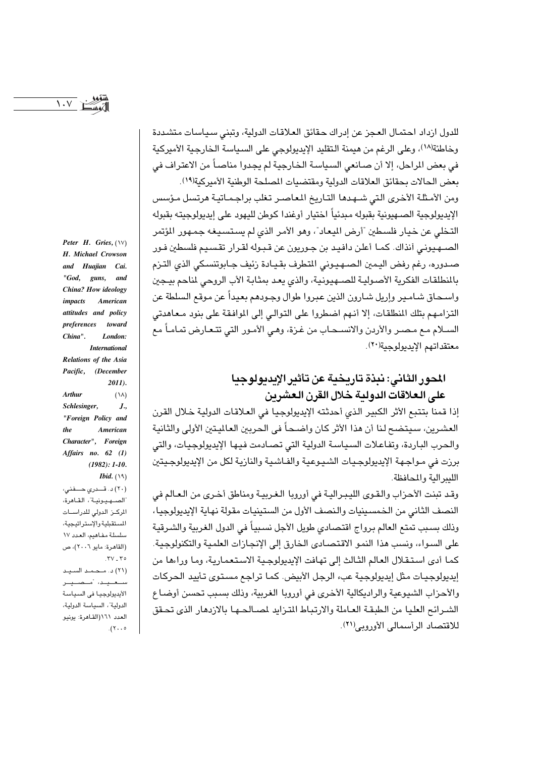للدول ازداد احتمال العجز عن إدراك حقائق العلاقات الدولية، وتبني سياسات متشددة وخاطئة[18]، وعلى الرغم من هيمنة التقليد الإيديولوجي على السياسة الخارجية الأميركية في بعض المراحل، إلا أن صانعي السياسة الخارجية لم يجدوا مناصاً من الاعتراف في بعض الحالات بحقائق العلاقات الدولية ومقتضيات المصلحة الوطنية الأميركية[19].

ومن الأمثلة الأخرى التي شهدها التاريخ المعاصر تغلب براجماتية هرتسل مؤسس الإيديولوجية الصهيونية بقبوله مبدئياً اختيار أوغندا كوطن لليهود على إيديولوجيته بقبوله التخلي عن خيار فلسطين "أرض الميعاد"، وهو الأمر الذي لم يستسيغه جمهور المؤتمر الصهيوني آنذاك. كما أعلن دافيد بن جوريون عن قبوله لقرار تقسيم فلسطين فور صدوره، رغم رفض اليمين الصهيوني المتطرف بقيادة زئيف جابوتنسكي الذي التزم بالمنطلقات الفكرية الأصولية للصهيونية، والذي يعد بمثابة الأب الروحي لمناحم بيجين واسحاق شامير وإريل شارون الذين عبروا طوال وجودهم بعيداً عن موقع السلطة عن التزامهم بتلك المنطلقات، إلا أنهم اضطروا على التوالي إلى الموافقة على بنود معاهدتي السلام مع مصر والأردن والانسحاب من غزة، وهي الأمور التي تتعارض تماماً مع معتقداتهم الإيديولوجية[20].

## المحور الثاني: نبذة تاريخية عن تأثير الإيديولوجيا على العلاقات الدولية خلال القرن العشرين

إذا قمنا بتتبع الأثر الكبير الذي أحدثته الإيديولوجيا في العلاقات الدولية خلال القرن العشرين، سيتضح لنا أن هذا الأثر كان واضحاً في الحربين العالميتين الأولى والثانية والحرب الباردة، وتفاعلات السياسة الدولية التي تصادمت فيها الإيديولوجيات، والتي برزت في مواجهة الإيديولوجيات الشيوعية والفاشية والنازية لكل من الإيديولوجيتين الليبرالية والمحافظة.

وقد تبنت الأحزاب والقوى الليبرالية في أوروبا الغربية ومناطق أخرى من العالم في النصف الثاني من الخمسينيات والنصف الأول من الستينيات مقولة نهاية الإيديولوجيا، وذلك بسبب تمتع العالم برواج اقتصادي طويل الأجل نسبياً في الدول الغربية والشرقية على السواء، ونسب هذا النمو الاقتصادي الخارق إلى الإنجازات العلمية والتكنولوجية. كما أدى استقلال العالم الثالث إلى تهافت الإيديولوجية الاستعمارية، وما وراءها من إيديولوجيات مثل إيديولوجية عبء الرجل الأبيض. كما تراجع مستوى تأييد الحركات والأحزاب الشيوعية والراديكالية الأخرى في أوروبا الغربية، وذلك بسبب تحسن أوضاع الشرائح العليا من الطبقة العاملة والارتباط المتزايد لمصالحها بالازدهار الذى تحقق للاقتصاد الرأسمالى الأوروبى[21].

---

(17) Peter H. Gries, H. Michael Crowson and Huajian Cai. "God, guns, and China? How ideology impacts American attitudes and policy preferences toward China". London: International Relations of the Asia Pacific, (December 2011).

(18) Arthur Schlesinger, J., "Foreign Policy and the American Character", Foreign Affairs no. 62 (1) (1982): 1-10.

(19) Ibid.

(20) د. قدري حفني، "الصهيونية"، القاهرة، المركز الدولي للدراسات المستقبلية والإستراتيجية، سلسلة مفاهيم، العدد 17 (القاهرة: مايو 2006)، ص 35 - 37.

(21) د. محمد السيد سعيد، "مصير الأيديولوجيا في السياسة الدولية"، السياسة الدولية، العدد 161(القاهرة: يونيو 2005).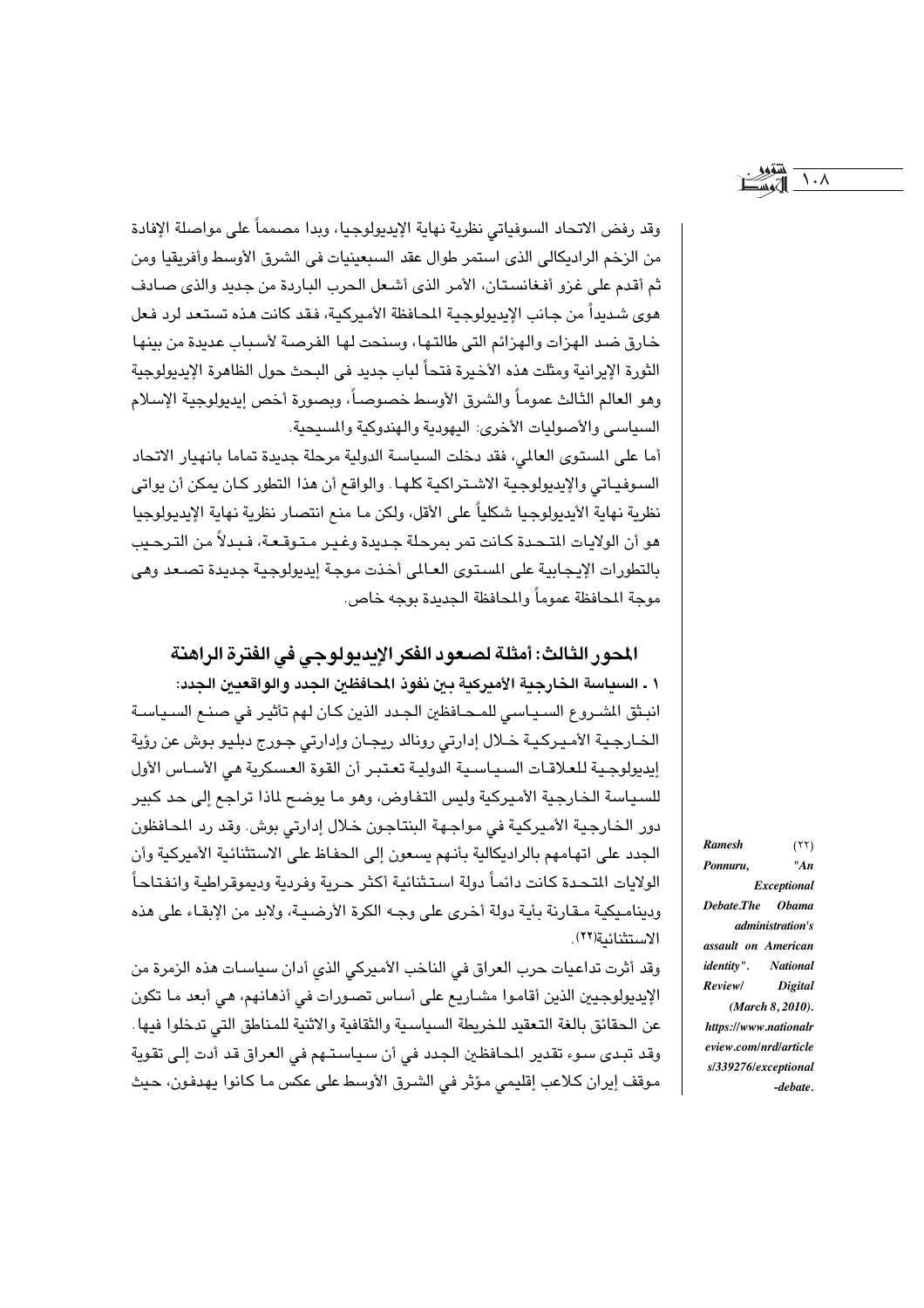وقد رفض الاتحاد السوفياتي نظرية نهاية الإيديولوجيا، وبدا مصمماً على مواصلة الإفادة من الزخم الراديكالى الذى استمر طوال عقد السبعينيات فى الشرق الأوسط وأفريقيا ومن ثم أقدم على غزو أفغانستان، الأمر الذى أشعل الحرب الباردة من جديد والذى صادف هوى شديداً من جانب الإيديولوجية المحافظة الأمريكية، فقد كانت هذه تستعد لرد فعل خارق ضد الهزات والهزائم التى طالتها، وسنحت لها الفرصة لأسباب عديدة من بينها الثورة الإيرانية ومثلت هذه الأخيرة فتحاً لباب جديد فى البحث حول الظاهرة الإيديولوجية وهو العالم الثالث عموماً والشرق الأوسط خصوصاً، وبصورة أخص إيديولوجية الإسلام السياسى والأصوليات الأخرى: اليهودية والهندوكية والمسيحية.

أما على المستوى العالمي، فقد دخلت السياسة الدولية مرحلة جديدة تماما بانهيار الاتحاد السوفياتي والإيديولوجية الاشتراكية كلها. والواقع أن هذا التطور كان يمكن أن يواتى نظرية نهاية الأيديولوجيا شكلياً على الأقل، ولكن ما منع انتصار نظرية نهاية الإيديولوجيا هو أن الولايات المتحدة كانت تمر بمرحلة جديدة وغير متوقعة، فبدلاً من الترحيب بالتطورات الإيجابية على المستوى العالمى أخذت موجة إيديولوجية جديدة تصعد وهى موجة المحافظة عموماً والمحافظة الجديدة بوجه خاص.

## المحور الثالث: أمثلة لصعود الفكر الإيديولوجي في الفترة الراهنة

### ١ ـ السياسة الخارجية الأميركية بين نفوذ المحافظين الجدد والواقعيين الجدد:

انبثق المشروع السياسي للمحافظين الجدد الذين كان لهم تأثير في صنع السياسة الخارجية الأميركية خلال إدارتي رونالد ريجان وإدارتي جورج دبليو بوش عن رؤية إيديولوجية للعلاقات السياسية الدولية تعتبر أن القوة العسكرية هي الأساس الأول للسياسة الخارجية الأميركية وليس التفاوض، وهو ما يوضح لماذا تراجع إلى حد كبير دور الخارجية الأميركية في مواجهة البنتاجون خلال إدارتي بوش. وقد رد المحافظون الجدد على اتهامهم بالراديكالية بأنهم يسعون إلى الحفاظ على الاستثنائية الأميركية وأن الولايات المتحدة كانت دائماً دولة استثنائية أكثر حرية وفردية وديموقراطية وانفتاحاً وديناميكية مقارنة بأية دولة أخرى على وجه الكرة الأرضية، ولابد من الإبقاء على هذه الاستثنائية(٢٢).

وقد أثرت تداعيات حرب العراق في الناخب الأميركي الذي أدان سياسات هذه الزمرة من الإيديولوجيين الذين أقاموا مشاريع على أساس تصورات في أذهانهم، هي أبعد ما تكون عن الحقائق بالغة التعقيد للخريطة السياسية والثقافية والاثنية للمناطق التي تدخلوا فيها. وقد تبدى سوء تقدير المحافظين الجدد في أن سياستهم في العراق قد أدت إلى تقوية موقف إيران كلاعب إقليمي مؤثر في الشرق الأوسط على عكس ما كانوا يهدفون، حيث

---

(٢٢) *Ramesh Ponnuru, "An Exceptional Debate.The Obama administration's assault on American identity". National Review/ Digital (March 8, 2010). https://www.nationalreview.com/nrd/articles/339276/exceptional-debate.*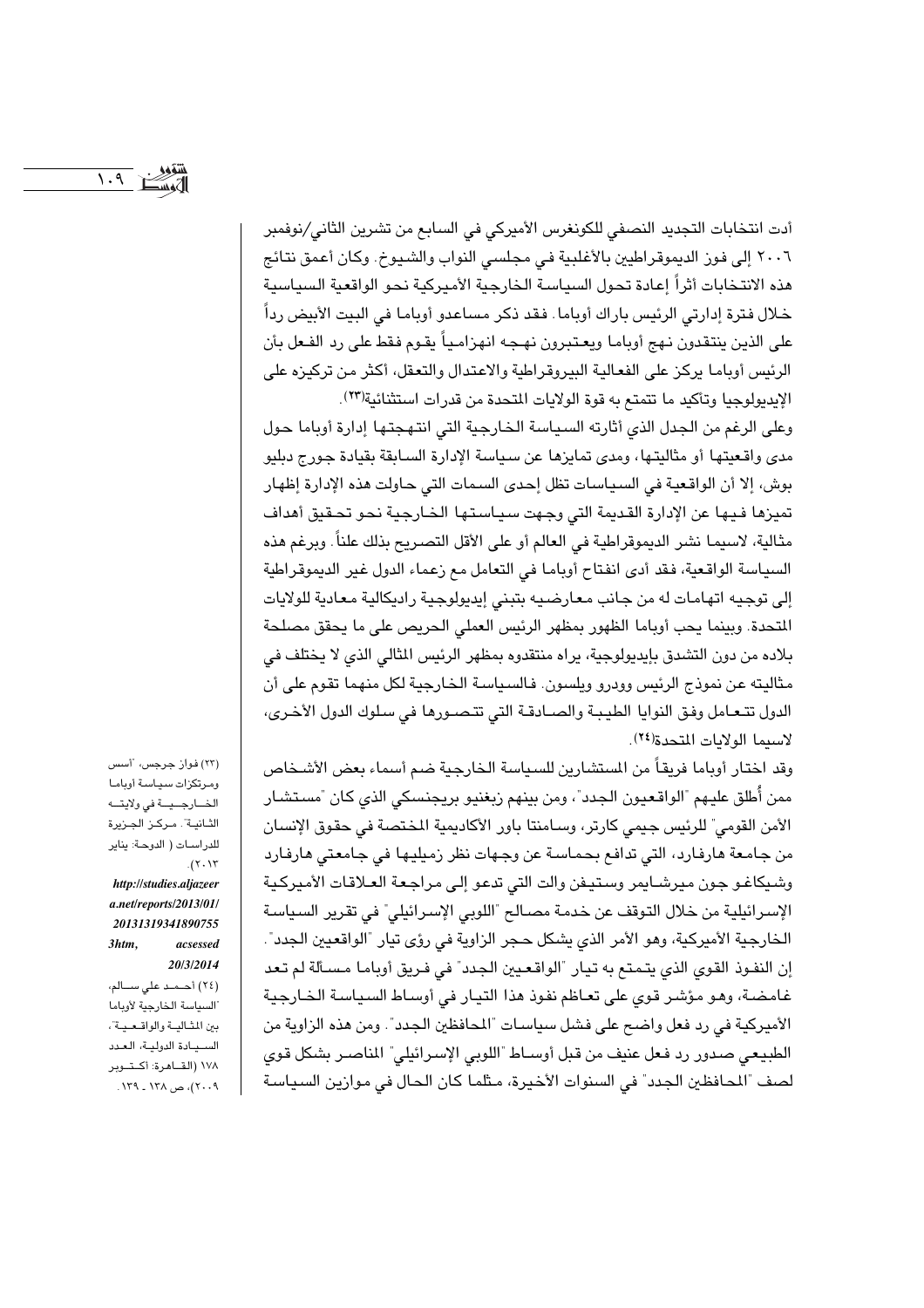أدت انتخابات التجديد النصفي للكونغرس الأميركي في السابع من تشرين الثاني/نوفمبر ٢٠٠٦ إلى فوز الديموقراطيين بالأغلبية في مجلسي النواب والشيوخ. وكان أعمق نتائج هذه الانتخابات أثراً إعادة تحول السياسة الخارجية الأميركية نحو الواقعية السياسية خلال فترة إدارتي الرئيس باراك أوباما. فقد ذكر مساعدو أوباما في البيت الأبيض رداً على الذين ينتقدون نهج أوباما ويعتبرون نهجه انهزامياً يقوم فقط على رد الفعل بأن الرئيس أوباما يركز على الفعالية البيروقراطية والاعتدال والتعقل، أكثر من تركيزه على الإيديولوجيا وتأكيد ما تتمتع به قوة الولايات المتحدة من قدرات استثنائية[٢٣].

وعلى الرغم من الجدل الذي أثارته السياسة الخارجية التي انتهجتها إدارة أوباما حول مدى واقعيتها أو مثاليتها، ومدى تمايزها عن سياسة الإدارة السابقة بقيادة جورج دبليو بوش، إلا أن الواقعية في السياسات تظل إحدى السمات التي حاولت هذه الإدارة إظهار تميزها فيها عن الإدارة القديمة التي وجهت سياستها الخارجية نحو تحقيق أهداف مثالية، لاسيما نشر الديموقراطية في العالم أو على الأقل التصريح بذلك علناً. وبرغم هذه السياسة الواقعية، فقد أدى انفتاح أوباما في التعامل مع زعماء الدول غير الديموقراطية إلى توجيه اتهامات له من جانب معارضيه بتبني إيديولوجية راديكالية معادية للولايات المتحدة. وبينما يحب أوباما الظهور بمظهر الرئيس العملي الحريص على ما يحقق مصلحة بلاده من دون التشدق بإيديولوجية، يراه منتقدوه بمظهر الرئيس المثالي الذي لا يختلف في مثاليته عن نموذج الرئيس وودرو ويلسون. فالسياسة الخارجية لكل منهما تقوم على أن الدول تتعامل وفق النوايا الطيبة والصادقة التي تتصورها في سلوك الدول الأخرى، لاسيما الولايات المتحدة[٢٤].

وقد اختار أوباما فريقاً من المستشارين للسياسة الخارجية ضم أسماء بعض الأشخاص ممن أُطلق عليهم "الواقعيون الجدد"، ومن بينهم زبغنيو بريجنسكي الذي كان "مستشار الأمن القومي" للرئيس جيمي كارتر، وسامنتا باور الأكاديمية المختصة في حقوق الإنسان من جامعة هارفارد، التي تدافع بحماسة عن وجهات نظر زميليها في جامعتي هارفارد وشيكاغو جون ميرشايمر وستيفن والت التي تدعو إلى مراجعة العلاقات الأميركية الإسرائيلية من خلال التوقف عن خدمة مصالح "اللوبي الإسرائيلي" في تقرير السياسة الخارجية الأميركية، وهو الأمر الذي يشكل حجر الزاوية في رؤى تيار "الواقعيين الجدد". إن النفوذ القوي الذي يتمتع به تيار "الواقعيين الجدد" في فريق أوباما مسألة لم تعد غامضة، وهو مؤشر قوي على تعاظم نفوذ هذا التيار في أوساط السياسة الخارجية الأميركية في رد فعل واضح على فشل سياسات "المحافظين الجدد". ومن هذه الزاوية من الطبيعي صدور رد فعل عنيف من قبل أوساط "اللوبي الإسرائيلي" المناصر بشكل قوي لصف "المحافظين الجدد" في السنوات الأخيرة، مثلما كان الحال في موازين السياسة

---

(٢٣) فواز جرجس، "أسس ومرتكزات سياسة أوباما الخارجية في ولايته الثانية". مركز الجزيرة للدراسات (الدوحة: يناير ٢٠١٣). *http://studies.aljazeera.net/reports/2013/01/20131319341890755 3htm, acsessed 20/3/2014*

(٢٤) أحمد علي سالم، "السياسة الخارجية لأوباما بين المثالية والواقعية"، السياسة الدولية، العدد ١٧٨ (القاهرة: أكتوبر ٢٠٠٩)، ص ١٣٨ - ١٣٩.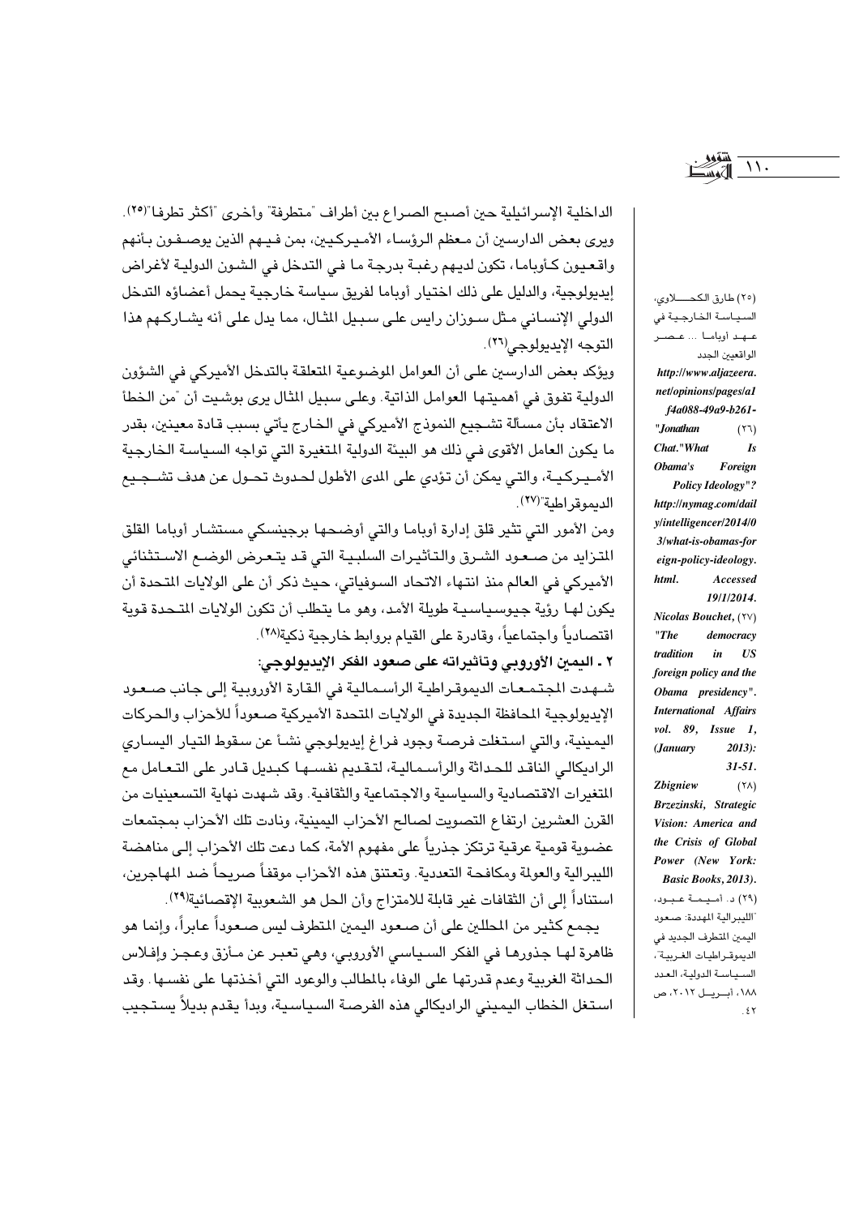الداخلية الإسرائيلية حين أصبح الصراع بين أطراف "متطرفة" وأخرى "أكثر تطرفا"[(٢٥)].

ويرى بعض الدارسين أن معظم الرؤساء الأميركيين، بمن فيهم الذين يوصفون بأنهم واقعيون كأوباما، تكون لديهم رغبة بدرجة ما في التدخل في الشئون الدولية لأغراض إيديولوجية، والدليل على ذلك اختيار أوباما لفريق سياسة خارجية يحمل أعضاؤه التدخل الدولي الإنساني مثل سوزان رايس على سبيل المثال، مما يدل على أنه يشاركهم هذا التوجه الإيديولوجي[(٢٦)].

ويؤكد بعض الدارسين على أن العوامل الموضوعية المتعلقة بالتدخل الأميركي في الشؤون الدولية تفوق في أهميتها العوامل الذاتية. وعلى سبيل المثال يرى بوشيت أن "من الخطأ الاعتقاد بأن مسألة تشجيع النموذج الأميركي في الخارج يأتي بسبب قادة معينين، بقدر ما يكون العامل الأقوى في ذلك هو البيئة الدولية المتغيرة التي تواجه السياسة الخارجية الأميركية، والتي يمكن أن تؤدي على المدى الأطول لحدوث تحول عن هدف تشجيع الديموقراطية"[(٢٧)].

ومن الأمور التي تثير قلق إدارة أوباما والتي أوضحها برجينسكي مستشار أوباما القلق المتزايد من صعود الشرق والتأثيرات السلبية التي قد يتعرض الوضع الاستثنائي الأميركي في العالم منذ انتهاء الاتحاد السوفياتي، حيث ذكر أن على الولايات المتحدة أن يكون لها رؤية جيوسياسية طويلة الأمد، وهو ما يتطلب أن تكون الولايات المتحدة قوية اقتصادياً واجتماعياً، وقادرة على القيام بروابط خارجية ذكية[(٢٨)].

## ٢ ـ اليمين الأوروبي وتأثيراته على صعود الفكر الإيديولوجي:

شهدت المجتمعات الديموقراطية الرأسمالية في القارة الأوروبية إلى جانب صعود الإيديولوجية المحافظة الجديدة في الولايات المتحدة الأميركية صعوداً للأحزاب والحركات اليمينية، والتي استغلت فرصة وجود فراغ إيديولوجي نشأ عن سقوط التيار اليساري الراديكالي الناقد للحداثة والرأسمالية، لتقديم نفسها كبديل قادر على التعامل مع المتغيرات الاقتصادية والسياسية والاجتماعية والثقافية. وقد شهدت نهاية التسعينيات من القرن العشرين ارتفاع التصويت لصالح الأحزاب اليمينية، ونادت تلك الأحزاب بمجتمعات عضوية قومية عرقية ترتكز جذرياً على مفهوم الأمة، كما دعت تلك الأحزاب إلى مناهضة الليبرالية والعولمة ومكافحة التعددية. وتعتنق هذه الأحزاب موقفاً صريحاً ضد المهاجرين، استناداً إلى أن الثقافات غير قابلة للامتزاج وأن الحل هو الشعوبية الإقصائية[(٢٩)].

يجمع كثير من المحللين على أن صعود اليمين المتطرف ليس صعوداً عابراً، وإنما هو ظاهرة لها جذورها في الفكر السياسي الأوروبي، وهي تعبر عن مأزق وعجز وإفلاس الحداثة الغربية وعدم قدرتها على الوفاء بالمطالب والوعود التي أخذتها على نفسها. وقد استغل الخطاب اليميني الراديكالي هذه الفرصة السياسية، وبدأ يقدم بديلاً يستجيب

---

(٢٥) طارق الكحلاوي، السياسة الخارجية في عهد أوباما ... عصر الواقعيين الجدد http://www.aljazeera.net/opinions/pages/a1f4a088-49a9-b261-

(٢٦) "Jonathan Chat."What Is Obama's Foreign Policy Ideology"? http://nymag.com/daily/intelligencer/2014/03/what-is-obamas-foreign-policy-ideology.html. Accessed 19/1/2014.

(٢٧) Nicolas Bouchet, "The democracy tradition in US foreign policy and the Obama presidency". International Affairs vol. 89, Issue 1, (January 2013): 31-51.

(٢٨) Zbigniew Brzezinski, Strategic Vision: America and the Crisis of Global Power (New York: Basic Books, 2013).

(٢٩) د. أميمة عبود، "الليبرالية المهددة: صعود اليمين المتطرف الجديد في الديموقراطيات الغربية"، السياسة الدولية، العدد ١٨٨، أبريل ٢٠١٢، ص ٤٢.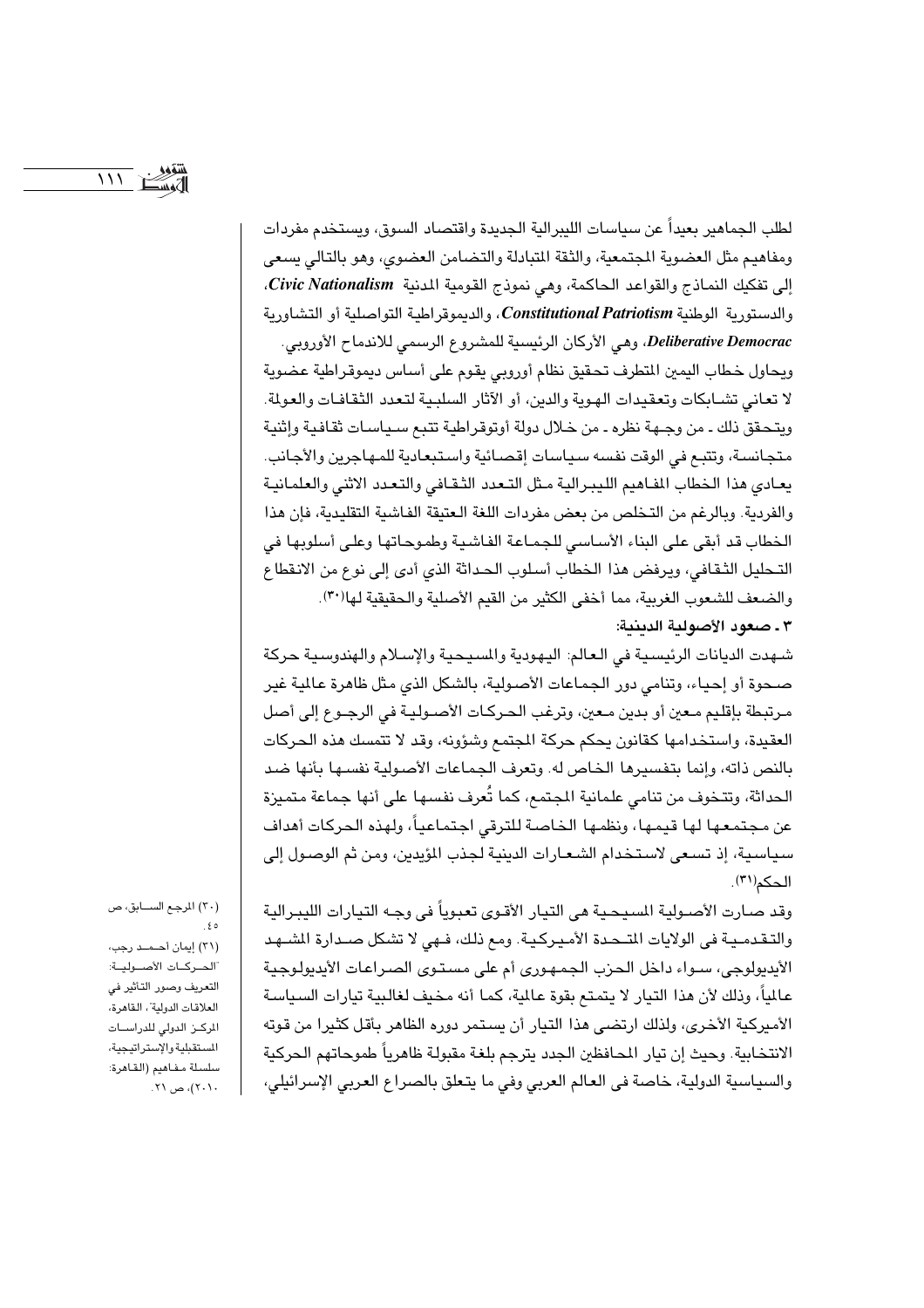لطلب الجماهير بعيداً عن سياسات الليبرالية الجديدة واقتصاد السوق، ويستخدم مفردات ومفاهيم مثل العضوية المجتمعية، والثقة المتبادلة والتضامن العضوي، وهو بالتالي يسعى إلى تفكيك النماذج والقواعد الحاكمة، وهي نموذج القومية المدنية ***Civic Nationalism***، والدستورية الوطنية ***Constitutional Patriotism***، والديموقراطية التواصلية أو التشاورية ***Deliberative Democrac***، وهي الأركان الرئيسية للمشروع الرسمي للاندماج الأوروبي.

ويحاول خطاب اليمين المتطرف تحقيق نظام أوروبي يقوم على أساس ديموقراطية عضوية لا تعاني تشابكات وتعقيدات الهوية والدين، أو الآثار السلبية لتعدد الثقافات والعولمة. ويتحقق ذلك ـ من وجهة نظره ـ من خلال دولة أوتوقراطية تتبع سياسات ثقافية وإثنية متجانسة، وتتبع في الوقت نفسه سياسات إقصائية واستبعادية للمهاجرين والأجانب. يعادي هذا الخطاب المفاهيم الليبرالية مثل التعدد الثقافي والتعدد الاثني والعلمانية والفردية. وبالرغم من التخلص من بعض مفردات اللغة العتيقة الفاشية التقليدية، فإن هذا الخطاب قد أبقى على البناء الأساسي للجماعة الفاشية وطموحاتها وعلى أسلوبها في التحليل الثقافي، ويرفض هذا الخطاب أسلوب الحداثة الذي أدى إلى نوع من الانقطاع والضعف للشعوب الغربية، مما أخفى الكثير من القيم الأصلية والحقيقية لها(٣٠).

### ٣ ـ صعود الأصولية الدينية:

شهدت الديانات الرئيسية في العالم: اليهودية والمسيحية والإسلام والهندوسية حركة صحوة أو إحياء، وتنامي دور الجماعات الأصولية، بالشكل الذي مثل ظاهرة عالمية غير مرتبطة بإقليم معين أو بدين معين، وترغب الحركات الأصولية في الرجوع إلى أصل العقيدة، واستخدامها كقانون يحكم حركة المجتمع وشؤونه، وقد لا تتمسك هذه الحركات بالنص ذاته، وإنما بتفسيرها الخاص له. وتعرف الجماعات الأصولية نفسها بأنها ضد الحداثة، وتتخوف من تنامي علمانية المجتمع، كما تُعرف نفسها على أنها جماعة متميزة عن مجتمعها لها قيمها، ونظمها الخاصة للترقي اجتماعياً، ولهذه الحركات أهداف سياسية، إذ تسعى لاستخدام الشعارات الدينية لجذب المؤيدين، ومن ثم الوصول إلى الحكم(٣١).

وقد صارت الأصولية المسيحية هى التيار الأقوى تعبوياً فى وجه التيارات الليبرالية والتقدمية فى الولايات المتحدة الأميركية. ومع ذلك، فهي لا تشكل صدارة المشهد الأيديولوجي، سواء داخل الحزب الجمهوري أم على مستوى الصراعات الأيديولوجية عالمياً، وذلك لأن هذا التيار لا يتمتع بقوة عالمية، كما أنه مخيف لغالبية تيارات السياسة الأميركية الأخرى، ولذلك ارتضى هذا التيار أن يستمر دوره الظاهر بأقل كثيرا من قوته الانتخابية. وحيث إن تيار المحافظين الجدد يترجم بلغة مقبولة ظاهرياً طموحاتهم الحركية والسياسية الدولية، خاصة فى العالم العربي وفي ما يتعلق بالصراع العربي الإسرائيلي،

---

(٣٠) المرجع السابق، ص ٤٥.

(٣١) إيمان أحمد رجب، "الحركات الأصولية: التعريف وصور التأثير في العلاقات الدولية"، القاهرة، المركز الدولي للدراسات المستقبلية والإستراتيجية، سلسلة مفاهيم (القاهرة: ٢٠١٠)، ص ٢١.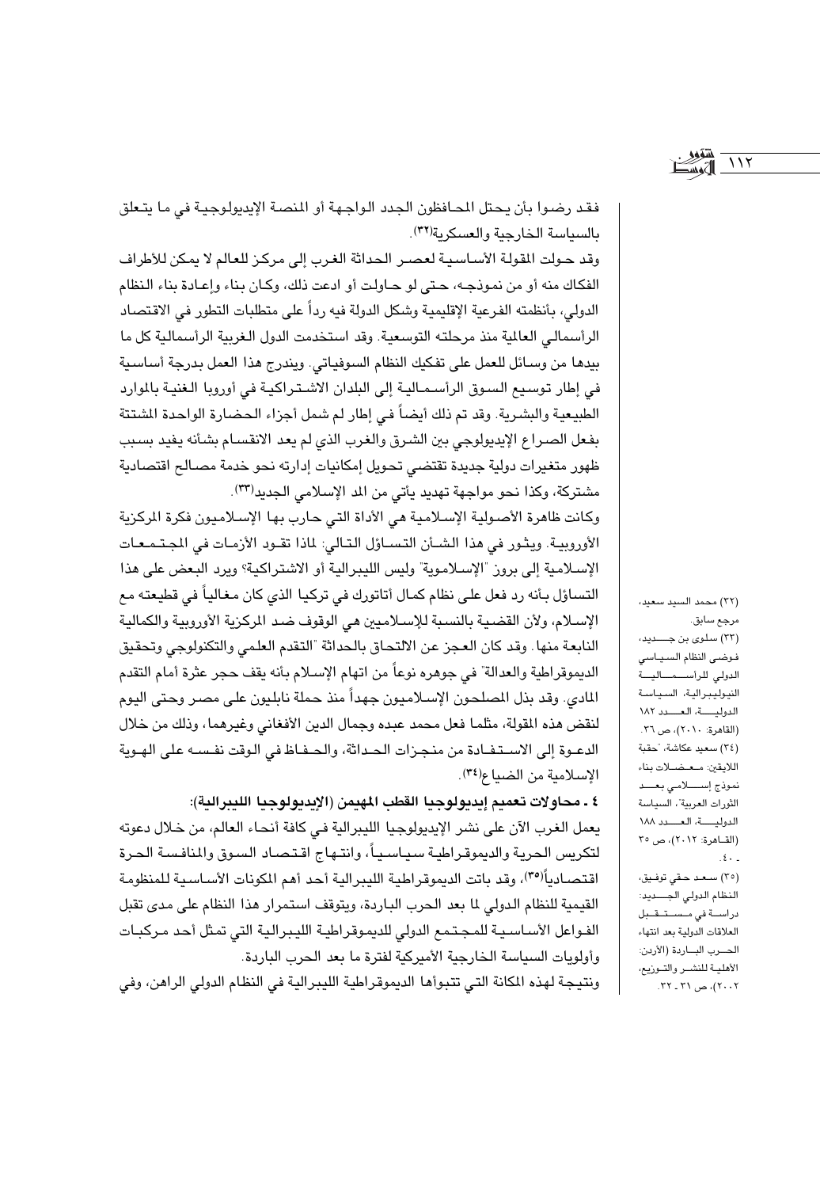فقد رضوا بأن يحتل المحافظون الجدد الواجهة أو المنصة الإيديولوجية في ما يتعلق بالسياسة الخارجية والعسكرية(٣٢).

وقد حولت المقولة الأساسية لعصر الحداثة الغرب إلى مركز للعالم لا يمكن للأطراف الفكاك منه أو من نموذجه، حتى لو حاولت أو ادعت ذلك، وكان بناء وإعادة بناء النظام الدولي، بأنظمته الفرعية الإقليمية وشكل الدولة فيه رداً على متطلبات التطور في الاقتصاد الرأسمالي العالمية منذ مرحلته التوسعية. وقد استخدمت الدول الغربية الرأسمالية كل ما بيدها من وسائل للعمل على تفكيك النظام السوفياتي. ويندرج هذا العمل بدرجة أساسية في إطار توسيع السوق الرأسمالية إلى البلدان الاشتراكية في أوروبا الغنية بالموارد الطبيعية والبشرية. وقد تم ذلك أيضاً في إطار لم شمل أجزاء الحضارة الواحدة المشتتة بفعل الصراع الإيديولوجي بين الشرق والغرب الذي لم يعد الانقسام بشأنه يفيد بسبب ظهور متغيرات دولية جديدة تقتضي تحويل إمكانيات إدارته نحو خدمة مصالح اقتصادية مشتركة، وكذا نحو مواجهة تهديد يأتي من المد الإسلامي الجديد(٣٣).

وكانت ظاهرة الأصولية الإسلامية هي الأداة التي حارب بها الإسلاميون فكرة المركزية الأوروبية. ويثور في هذا الشأن التساؤل التالي: لماذا تقود الأزمات في المجتمعات الإسلامية إلى بروز "الإسلاموية" وليس الليبرالية أو الاشتراكية؟ ويرد البعض على هذا التساؤل بأنه رد فعل على نظام كمال أتاتورك في تركيا الذي كان مغالياً في قطيعته مع الإسلام، ولأن القضية بالنسبة للإسلاميين هي الوقوف ضد المركزية الأوروبية والكمالية النابعة منها. وقد كان العجز عن الالتحاق بالحداثة "التقدم العلمي والتكنولوجي وتحقيق الديموقراطية والعدالة" في جوهره نوعاً من اتهام الإسلام بأنه يقف حجر عثرة أمام التقدم المادي. وقد بذل المصلحون الإسلاميون جهداً منذ حملة نابليون على مصر وحتى اليوم لنقض هذه المقولة، مثلما فعل محمد عبده وجمال الدين الأفغاني وغيرهما، وذلك من خلال الدعوة إلى الاستفادة من منجزات الحداثة، والحفاظ في الوقت نفسه على الهوية الإسلامية من الضياع(٣٤).

**٤ ـ محاولات تعميم إيديولوجيا القطب المهيمن (الإيديولوجيا الليبرالية):**

يعمل الغرب الآن على نشر الإيديولوجيا الليبرالية في كافة أنحاء العالم، من خلال دعوته لتكريس الحرية والديموقراطية سياسياً، وانتهاج اقتصاد السوق والمنافسة الحرة اقتصادياً(٣٥)، وقد باتت الديموقراطية الليبرالية أحد أهم المكونات الأساسية للمنظومة القيمية للنظام الدولي لما بعد الحرب الباردة، ويتوقف استمرار هذا النظام على مدى تقبل الفواعل الأساسية للمجتمع الدولي للديموقراطية الليبرالية التي تمثل أحد مركبات وأولويات السياسة الخارجية الأميركية لفترة ما بعد الحرب الباردة.

ونتيجة لهذه المكانة التي تتبوأها الديموقراطية الليبرالية في النظام الدولي الراهن، وفي

---

(٣٢) محمد السيد سعيد، مرجع سابق.

(٣٣) سلوى بن جديد، فوضى النظام السياسي الدولي للرأسمالية النيوليبرالية، السياسة الدولية، العدد ١٨٢ (القاهرة: ٢٠١٠)، ص ٣٦.

(٣٤) سعيد عكاشة، "حقبة اللايقين: معضلات بناء نموذج إسلامي بعد الثورات العربية"، السياسة الدولية، العدد ١٨٨ (القاهرة: ٢٠١٢)، ص ٣٥ ـ ٤٠.

(٣٥) سعد حقي توفيق، النظام الدولي الجديد: دراسة في مستقبل العلاقات الدولية بعد انتهاء الحرب الباردة (الأردن: الأهلية للنشر والتوزيع، ٢٠٠٢)، ص ٣١ ـ ٣٢.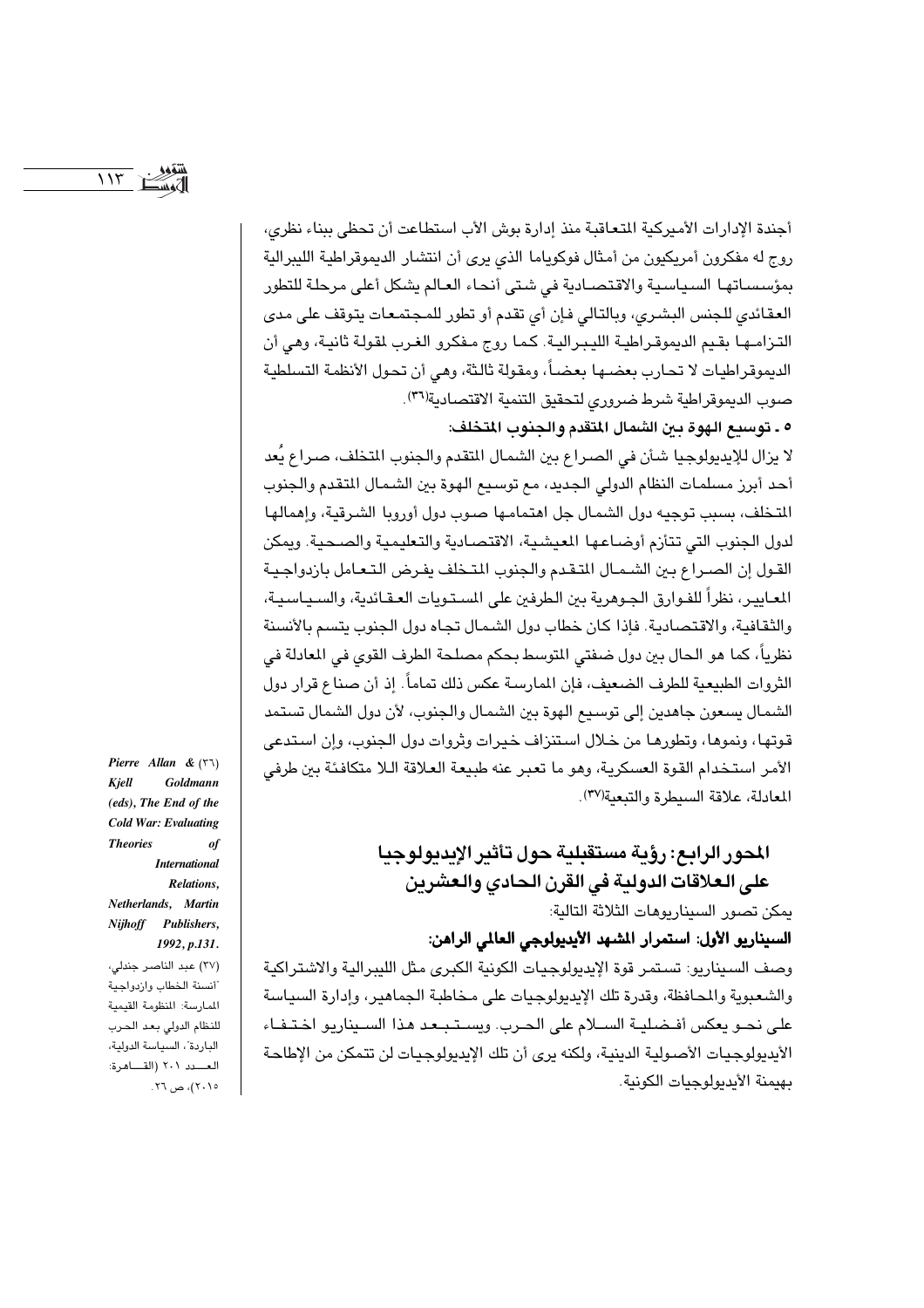أجندة الإدارات الأميركية المتعاقبة منذ إدارة بوش الأب استطاعت أن تحظى ببناء نظري، روج له مفكرون أمريكيون من أمثال فوكوياما الذي يرى أن انتشار الديموقراطية الليبرالية بمؤسساتها السياسية والاقتصادية في شتى أنحاء العالم يشكل أعلى مرحلة للتطور العقائدي للجنس البشري، وبالتالي فإن أي تقدم أو تطور للمجتمعات يتوقف على مدى التزامها بقيم الديموقراطية الليبرالية. كما روج مفكرو الغرب لمقولة ثانية، وهي أن الديموقراطيات لا تحارب بعضها بعضاً، ومقولة ثالثة، وهي أن تحول الأنظمة التسلطية صوب الديموقراطية شرط ضروري لتحقيق التنمية الاقتصادية[٣٦].

**٥ ـ توسيع الهوة بين الشمال المتقدم والجنوب المتخلف:**

لا يزال للإيديولوجيا شأن في الصراع بين الشمال المتقدم والجنوب المتخلف، صراع يُعد أحد أبرز مسلمات النظام الدولي الجديد، مع توسيع الهوة بين الشمال المتقدم والجنوب المتخلف، بسبب توجيه دول الشمال جل اهتمامها صوب دول أوروبا الشرقية، وإهمالها لدول الجنوب التي تتأزم أوضاعها المعيشية، الاقتصادية والتعليمية والصحية. ويمكن القول إن الصراع بين الشمال المتقدم والجنوب المتخلف يفرض التعامل بازدواجية المعايير، نظراً للفوارق الجوهرية بين الطرفين على المستويات العقائدية، والسياسية، والثقافية، والاقتصادية. فإذا كان خطاب دول الشمال تجاه دول الجنوب يتسم بالأنسنة نظرياً، كما هو الحال بين دول ضفتي المتوسط بحكم مصلحة الطرف القوي في المعادلة في الثروات الطبيعية للطرف الضعيف، فإن الممارسة عكس ذلك تماماً. إذ أن صناع قرار دول الشمال يسعون جاهدين إلى توسيع الهوة بين الشمال والجنوب، لأن دول الشمال تستمد قوتها، ونموها، وتطورها من خلال استنزاف خيرات وثروات دول الجنوب، وإن استدعى الأمر استخدام القوة العسكرية، وهو ما تعبر عنه طبيعة العلاقة اللا متكافئة بين طرفي المعادلة، علاقة السيطرة والتبعية[٣٧].

## المحور الرابع: رؤية مستقبلية حول تأثير الإيديولوجيا على العلاقات الدولية في القرن الحادي والعشرين

يمكن تصور السيناريوهات الثلاثة التالية:

**السيناريو الأول: استمرار المشهد الأيديولوجي العالمي الراهن:**

وصف السيناريو: تستمر قوة الإيديولوجيات الكونية الكبرى مثل الليبرالية والاشتراكية والشعبوية والمحافظة، وقدرة تلك الإيديولوجيات على مخاطبة الجماهير، وإدارة السياسة على نحو يعكس أفضلية السلام على الحرب. ويستبعد هذا السيناريو اختفاء الأيديولوجيات الأصولية الدينية، ولكنه يرى أن تلك الإيديولوجيات لن تتمكن من الإطاحة بهيمنة الأيديولوجيات الكونية.

---

(٣٦) *Pierre Allan & Kjell Goldmann (eds), The End of the Cold War: Evaluating Theories of International Relations, Netherlands, Martin Nijhoff Publishers, 1992, p.131.*

(٣٧) عبد الناصر جندلي، "أنسنة الخطاب وازدواجية الممارسة: المنظومة القيمية للنظام الدولي بعد الحرب الباردة"، السياسة الدولية، العدد ٢٠١ (القاهرة: ٢٠١٥)، ص ٢٦.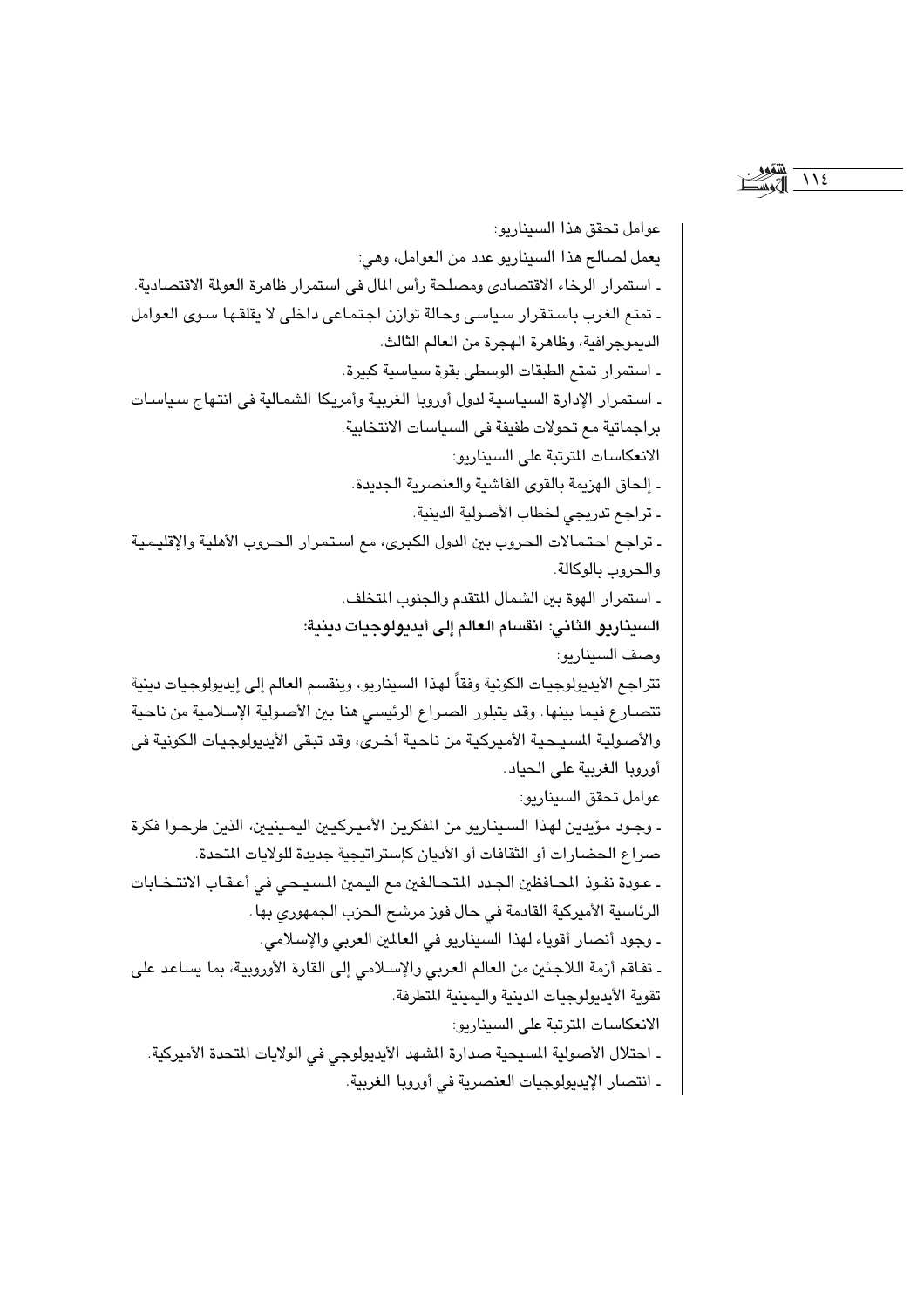عوامل تحقق هذا السيناريو:

يعمل لصالح هذا السيناريو عدد من العوامل، وهي:

- استمرار الرخاء الاقتصادى ومصلحة رأس المال فى استمرار ظاهرة العولة الاقتصادية.
- تمتع الغرب باستقرار سياسى وحالة توازن اجتماعى داخلى لا يقلقها سوى العوامل الديموجرافية، وظاهرة الهجرة من العالم الثالث.
- استمرار تمتع الطبقات الوسطى بقوة سياسية كبيرة.
- استمرار الإدارة السياسية لدول أوروبا الغربية وأمريكا الشمالية فى انتهاج سياسات براجماتية مع تحولات طفيفة فى السياسات الانتخابية.

الانعكاسات المترتبة على السيناريو:

- إلحاق الهزيمة بالقوى الفاشية والعنصرية الجديدة.
- تراجع تدريجي لخطاب الأصولية الدينية.
- تراجع احتمالات الحروب بين الدول الكبرى، مع استمرار الحروب الأهلية والإقليمية والحروب بالوكالة.
- استمرار الهوة بين الشمال المتقدم والجنوب المتخلف.

**السيناريو الثاني: انقسام العالم إلى أيديولوجيات دينية:**

وصف السيناريو:

تتراجع الأيديولوجيات الكونية وفقاً لهذا السيناريو، وينقسم العالم إلى إيديولوجيات دينية تتصارع فيما بينها. وقد يتبلور الصراع الرئيسي هنا بين الأصولية الإسلامية من ناحية والأصولية المسيحية الأميركية من ناحية أخرى، وقد تبقى الأيديولوجيات الكونية فى أوروبا الغربية على الحياد.

عوامل تحقق السيناريو:

- وجود مؤيدين لهذا السيناريو من المفكرين الأميركيين اليمينيين، الذين طرحوا فكرة صراع الحضارات أو الثقافات أو الأديان كإستراتيجية جديدة للولايات المتحدة.
- عودة نفوذ المحافظين الجدد المتحالفين مع اليمين المسيحي في أعقاب الانتخابات الرئاسية الأميركية القادمة في حال فوز مرشح الحزب الجمهوري بها.
- وجود أنصار أقوياء لهذا السيناريو في العالمين العربي والإسلامي.
- تفاقم أزمة اللاجئين من العالم العربي والإسلامي إلى القارة الأوروبية، بما يساعد على تقوية الأيديولوجيات الدينية واليمينية المتطرفة.

الانعكاسات المترتبة على السيناريو:

- احتلال الأصولية المسيحية صدارة المشهد الأيديولوجي في الولايات المتحدة الأميركية.
- انتصار الإيديولوجيات العنصرية في أوروبا الغربية.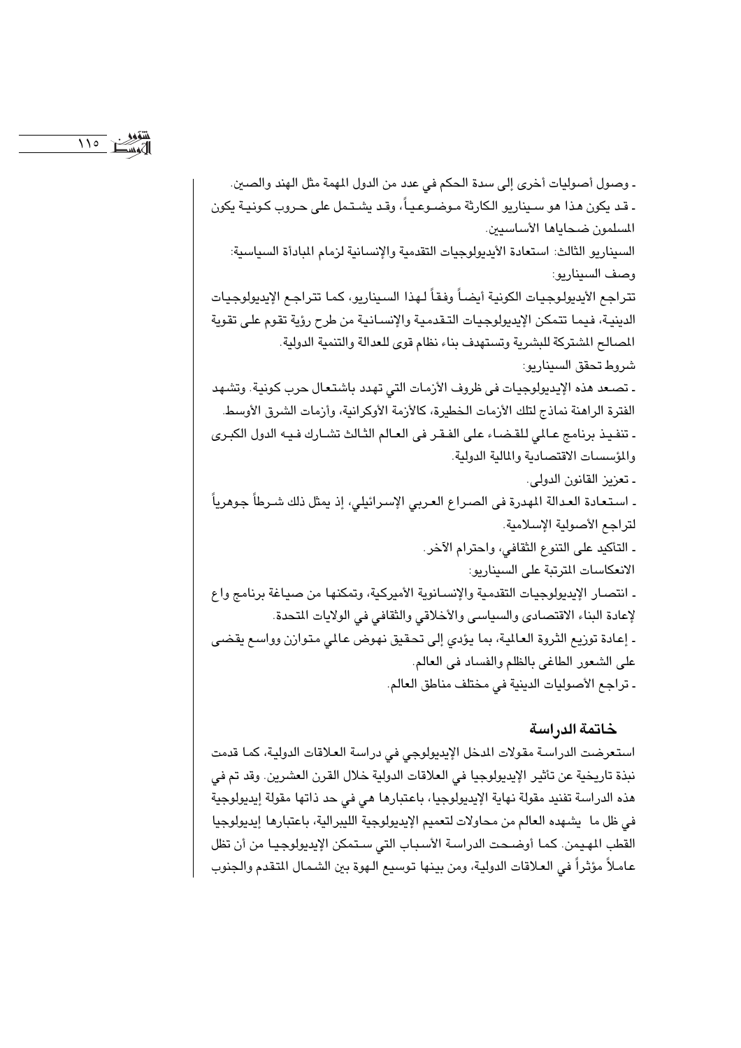- وصول أصوليات أخرى إلى سدة الحكم في عدد من الدول المهمة مثل الهند والصين.

- قد يكون هذا هو سيناريو الكارثة موضوعياً، وقد يشتمل على حروب كونية يكون المسلمون ضحاياها الأساسيين.

السيناريو الثالث: استعادة الأيديولوجيات التقدمية والإنسانية لزمام المبادأة السياسية:

وصف السيناريو:

تتراجع الأيديولوجيات الكونية أيضاً وفقاً لهذا السيناريو، كما تتراجع الإيديولوجيات الدينية، فيما تتمكن الإيديولوجيات التقدمية والإنسانية من طرح رؤية تقوم على تقوية المصالح المشتركة للبشرية وتستهدف بناء نظام قوى للعدالة والتنمية الدولية.

شروط تحقق السيناريو:

- تصعد هذه الإيديولوجيات فى ظروف الأزمات التي تهدد باشتعال حرب كونية. وتشهد الفترة الراهنة نماذج لتلك الأزمات الخطيرة، كالأزمة الأوكرانية، وأزمات الشرق الأوسط.

- تنفيذ برنامج عالمي للقضاء على الفقر فى العالم الثالث تشارك فيه الدول الكبرى والمؤسسات الاقتصادية والمالية الدولية.

- تعزيز القانون الدولى.

- استعادة العدالة المهدرة فى الصراع العربي الإسرائيلي، إذ يمثل ذلك شرطاً جوهرياً لتراجع الأصولية الإسلامية.

- التأكيد على التنوع الثقافي، واحترام الآخر.

الانعكاسات المترتبة على السيناريو:

- انتصار الإيديولوجيات التقدمية والإنسانوية الأميركية، وتمكنها من صياغة برنامج واع لإعادة البناء الاقتصادى والسياسى والأخلاقي والثقافي في الولايات المتحدة.

- إعادة توزيع الثروة العالمية، بما يؤدي إلى تحقيق نهوض عالمي متوازن وواسع يقضى على الشعور الطاغى بالظلم والفساد فى العالم.

- تراجع الأصوليات الدينية في مختلف مناطق العالم.

## خاتمة الدراسة

استعرضت الدراسة مقولات المدخل الإيديولوجي في دراسة العلاقات الدولية، كما قدمت نبذة تاريخية عن تأثير الإيديولوجيا في العلاقات الدولية خلال القرن العشرين. وقد تم في هذه الدراسة تفنيد مقولة نهاية الإيديولوجيا، باعتبارها هي في حد ذاتها مقولة إيديولوجية في ظل ما يشهده العالم من محاولات لتعميم الإيديولوجية الليبرالية، باعتبارها إيديولوجيا القطب المهيمن. كما أوضحت الدراسة الأسباب التي ستمكن الإيديولوجيا من أن تظل عاملاً مؤثراً في العلاقات الدولية، ومن بينها توسيع الهوة بين الشمال المتقدم والجنوب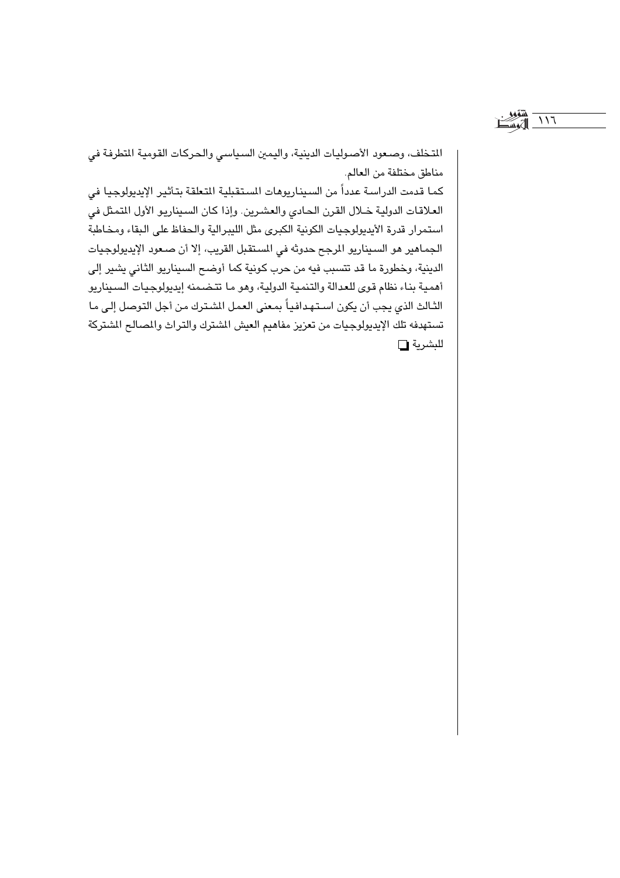التخلف، وصعود الأصوليات الدينية، واليمين السياسي والحركات القومية المتطرفة في مناطق مختلفة من العالم.

كما قدمت الدراسة عدداً من السيناريوهات المستقبلية المتعلقة بتأثير الإيديولوجيا في العلاقات الدولية خلال القرن الحادي والعشرين. وإذا كان السيناريو الأول المتمثل في استمرار قدرة الأيديولوجيات الكونية الكبرى مثل الليبرالية والحفاظ على البقاء ومخاطبة الجماهير هو السيناريو المرجح حدوثه في المستقبل القريب، إلا أن صعود الإيديولوجيات الدينية، وخطورة ما قد تتسبب فيه من حرب كونية كما أوضح السيناريو الثاني يشير إلى أهمية بناء نظام قوى للعدالة والتنمية الدولية، وهو ما تتضمنه إيديولوجيات السيناريو الثالث الذي يجب أن يكون استهدافياً بمعنى العمل المشترك من أجل التوصل إلى ما تستهدفه تلك الإيديولوجيات من تعزيز مفاهيم العيش المشترك والتراث والمصالح المشتركة للبشرية ❑